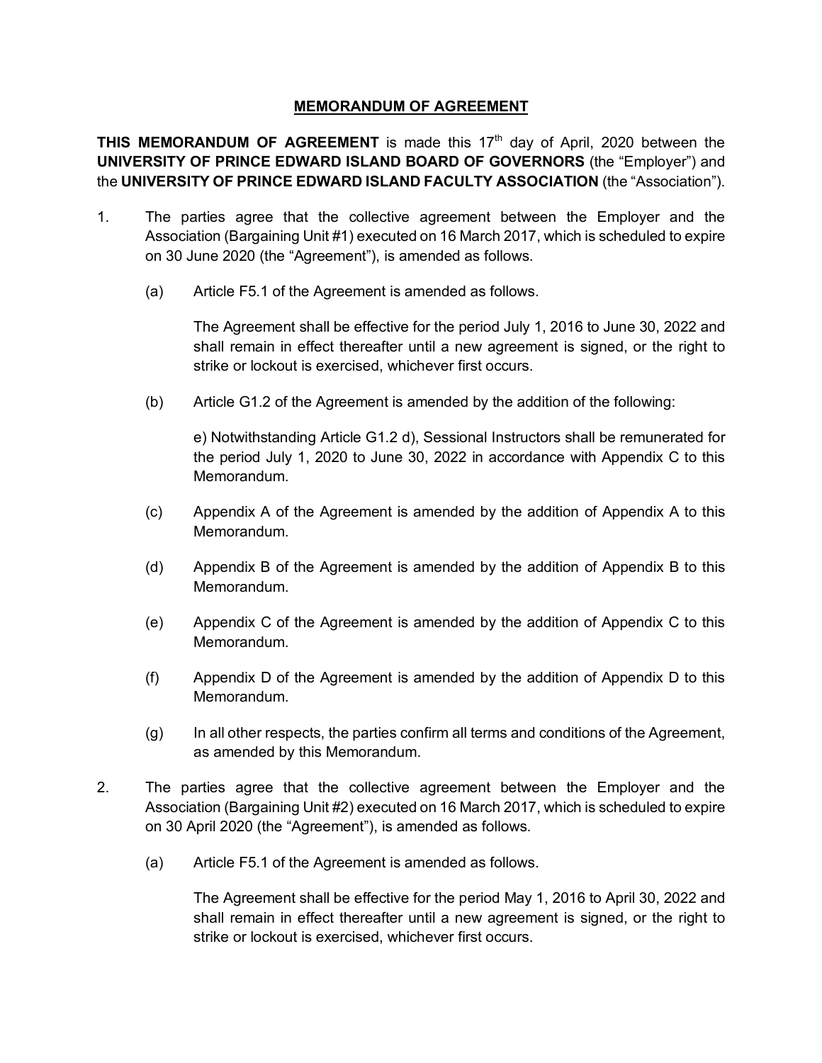# MEMORANDUM OF AGREEMENT

**THIS MEMORANDUM OF AGREEMENT** is made this 17th day of April, 2020 between the **UNIVERSITY OF PRINCE EDWARD ISLAND BOARD OF GOVERNORS** (the "Employer") and the **UNIVERSITY OF PRINCE EDWARD ISLAND FACULTY ASSOCIATION** (the "Association").

1. The parties agree that the collective agreement between the Employer and the Association (Bargaining Unit #1) executed on 16 March 2017, which is scheduled to expire on 30 June 2020 (the "Agreement"), is amended as follows.

   (a) Article F5.1 of the Agreement is amended as follows.

   The Agreement shall be effective for the period July 1, 2016 to June 30, 2022 and shall remain in effect thereafter until a new agreement is signed, or the right to strike or lockout is exercised, whichever first occurs.

   (b) Article G1.2 of the Agreement is amended by the addition of the following:

   e) Notwithstanding Article G1.2 d), Sessional Instructors shall be remunerated for the period July 1, 2020 to June 30, 2022 in accordance with Appendix C to this Memorandum.

   (c) Appendix A of the Agreement is amended by the addition of Appendix A to this Memorandum.

   (d) Appendix B of the Agreement is amended by the addition of Appendix B to this Memorandum.

   (e) Appendix C of the Agreement is amended by the addition of Appendix C to this Memorandum.

   (f) Appendix D of the Agreement is amended by the addition of Appendix D to this Memorandum.

   (g) In all other respects, the parties confirm all terms and conditions of the Agreement, as amended by this Memorandum.

2. The parties agree that the collective agreement between the Employer and the Association (Bargaining Unit #2) executed on 16 March 2017, which is scheduled to expire on 30 April 2020 (the "Agreement"), is amended as follows.

   (a) Article F5.1 of the Agreement is amended as follows.

   The Agreement shall be effective for the period May 1, 2016 to April 30, 2022 and shall remain in effect thereafter until a new agreement is signed, or the right to strike or lockout is exercised, whichever first occurs.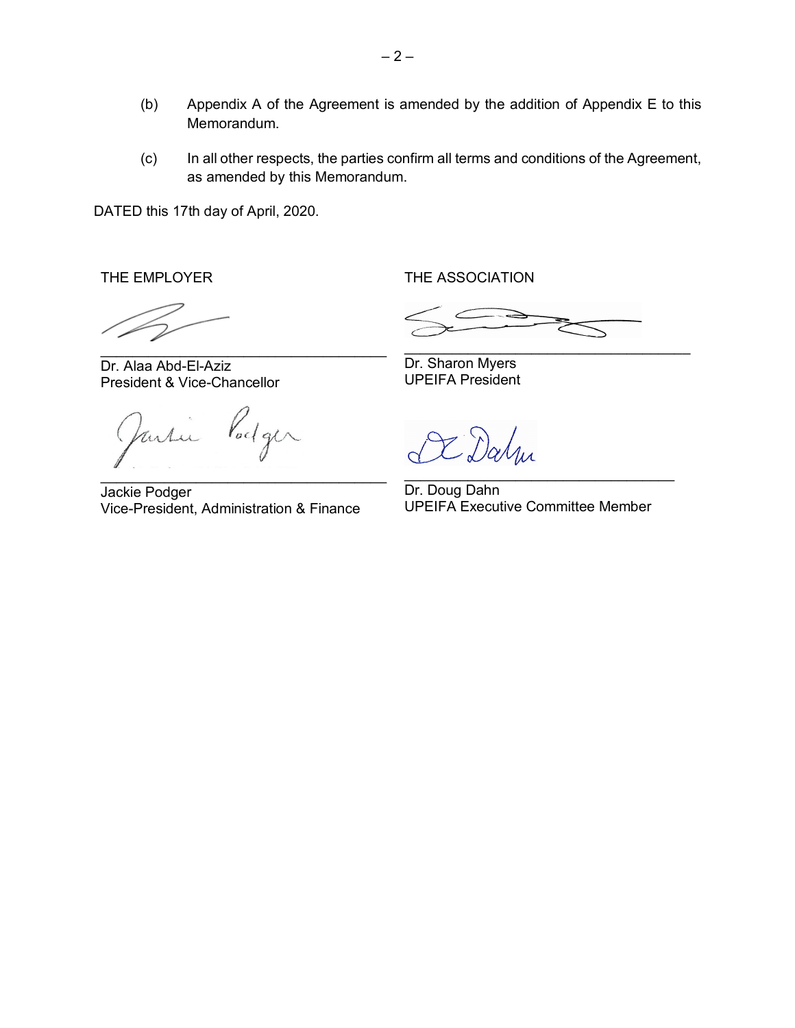(b) Appendix A of the Agreement is amended by the addition of Appendix E to this Memorandum.

(c) In all other respects, the parties confirm all terms and conditions of the Agreement, as amended by this Memorandum.

DATED this 17th day of April, 2020.

| THE EMPLOYER | THE ASSOCIATION |
| --- | --- |
| ______________________________ | ______________________________ |
| Dr. Alaa Abd-El-Aziz<br>President & Vice-Chancellor | Dr. Sharon Myers<br>UPEIFA President |
| ______________________________ | ______________________________ |
| Jackie Podger<br>Vice-President, Administration & Finance | Dr. Doug Dahn<br>UPEIFA Executive Committee Member |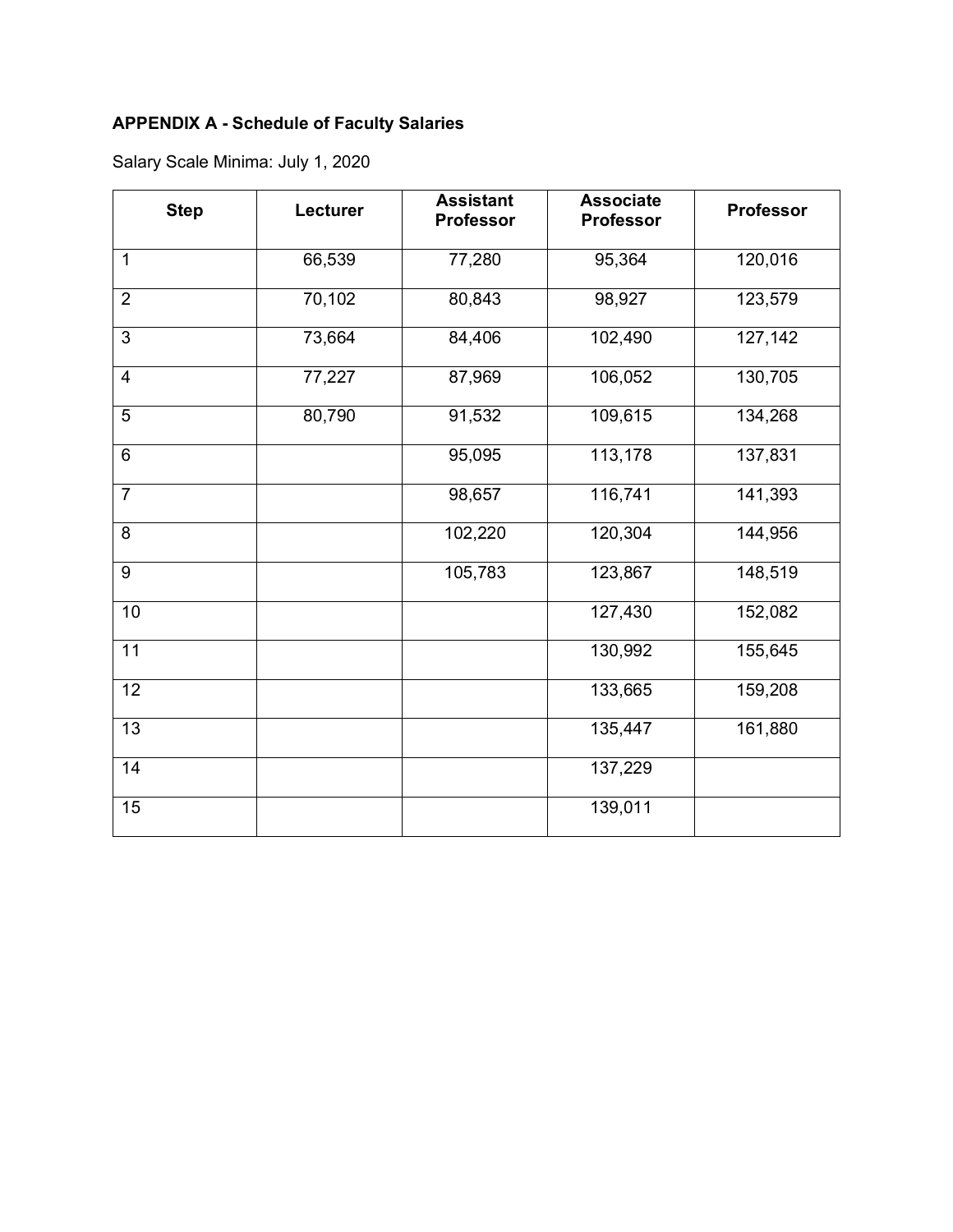**APPENDIX A - Schedule of Faculty Salaries**

Salary Scale Minima: July 1, 2020

| Step | Lecturer | Assistant Professor | Associate Professor | Professor |
|---|---|---|---|---|
| 1 | 66,539 | 77,280 | 95,364 | 120,016 |
| 2 | 70,102 | 80,843 | 98,927 | 123,579 |
| 3 | 73,664 | 84,406 | 102,490 | 127,142 |
| 4 | 77,227 | 87,969 | 106,052 | 130,705 |
| 5 | 80,790 | 91,532 | 109,615 | 134,268 |
| 6 | | 95,095 | 113,178 | 137,831 |
| 7 | | 98,657 | 116,741 | 141,393 |
| 8 | | 102,220 | 120,304 | 144,956 |
| 9 | | 105,783 | 123,867 | 148,519 |
| 10 | | | 127,430 | 152,082 |
| 11 | | | 130,992 | 155,645 |
| 12 | | | 133,665 | 159,208 |
| 13 | | | 135,447 | 161,880 |
| 14 | | | 137,229 | |
| 15 | | | 139,011 | |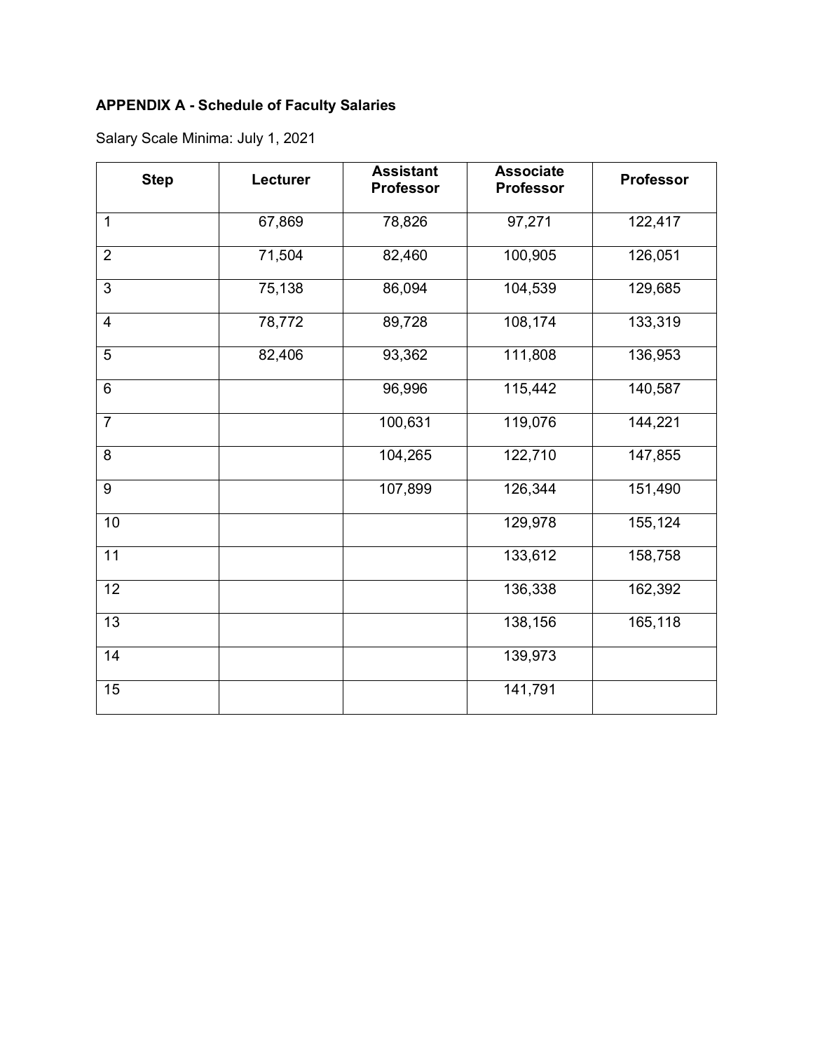**APPENDIX A - Schedule of Faculty Salaries**

Salary Scale Minima: July 1, 2021

| Step | Lecturer | Assistant Professor | Associate Professor | Professor |
|---|---|---|---|---|
| 1 | 67,869 | 78,826 | 97,271 | 122,417 |
| 2 | 71,504 | 82,460 | 100,905 | 126,051 |
| 3 | 75,138 | 86,094 | 104,539 | 129,685 |
| 4 | 78,772 | 89,728 | 108,174 | 133,319 |
| 5 | 82,406 | 93,362 | 111,808 | 136,953 |
| 6 | | 96,996 | 115,442 | 140,587 |
| 7 | | 100,631 | 119,076 | 144,221 |
| 8 | | 104,265 | 122,710 | 147,855 |
| 9 | | 107,899 | 126,344 | 151,490 |
| 10 | | | 129,978 | 155,124 |
| 11 | | | 133,612 | 158,758 |
| 12 | | | 136,338 | 162,392 |
| 13 | | | 138,156 | 165,118 |
| 14 | | | 139,973 | |
| 15 | | | 141,791 | |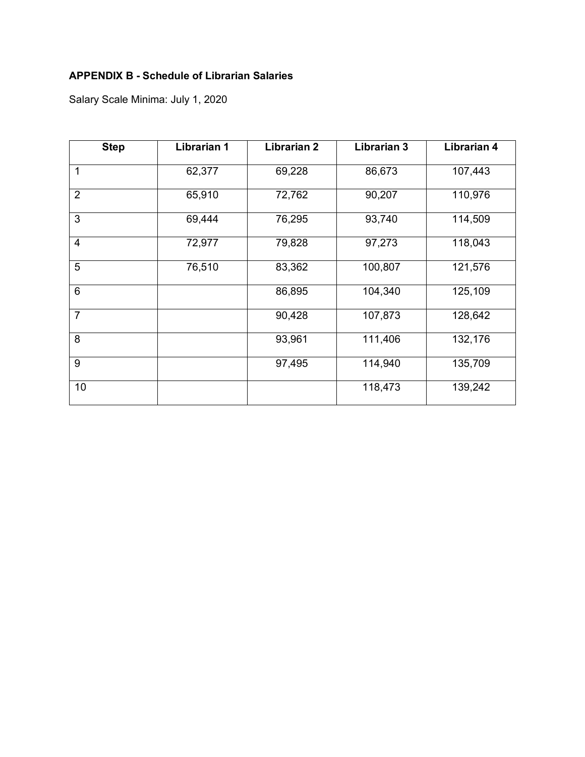**APPENDIX B - Schedule of Librarian Salaries**

Salary Scale Minima: July 1, 2020

| Step | Librarian 1 | Librarian 2 | Librarian 3 | Librarian 4 |
| --- | --- | --- | --- | --- |
| 1 | 62,377 | 69,228 | 86,673 | 107,443 |
| 2 | 65,910 | 72,762 | 90,207 | 110,976 |
| 3 | 69,444 | 76,295 | 93,740 | 114,509 |
| 4 | 72,977 | 79,828 | 97,273 | 118,043 |
| 5 | 76,510 | 83,362 | 100,807 | 121,576 |
| 6 | | 86,895 | 104,340 | 125,109 |
| 7 | | 90,428 | 107,873 | 128,642 |
| 8 | | 93,961 | 111,406 | 132,176 |
| 9 | | 97,495 | 114,940 | 135,709 |
| 10 | | | 118,473 | 139,242 |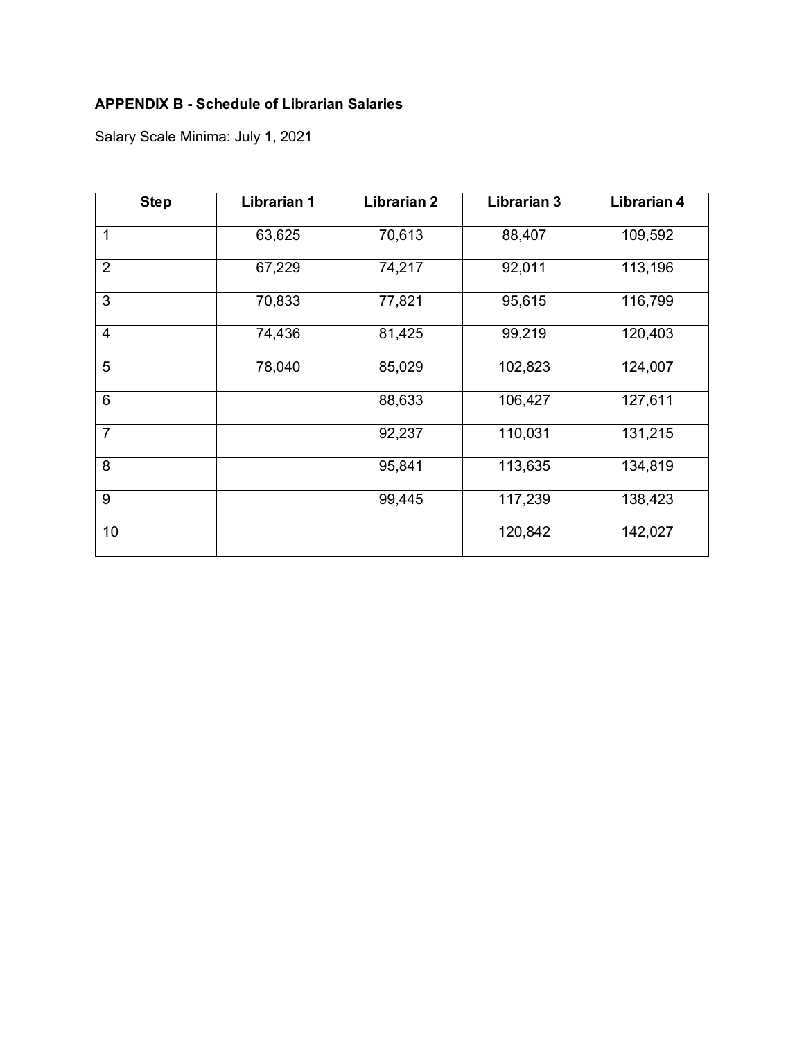**APPENDIX B - Schedule of Librarian Salaries**

Salary Scale Minima: July 1, 2021

| Step | Librarian 1 | Librarian 2 | Librarian 3 | Librarian 4 |
|---|---|---|---|---|
| 1 | 63,625 | 70,613 | 88,407 | 109,592 |
| 2 | 67,229 | 74,217 | 92,011 | 113,196 |
| 3 | 70,833 | 77,821 | 95,615 | 116,799 |
| 4 | 74,436 | 81,425 | 99,219 | 120,403 |
| 5 | 78,040 | 85,029 | 102,823 | 124,007 |
| 6 | | 88,633 | 106,427 | 127,611 |
| 7 | | 92,237 | 110,031 | 131,215 |
| 8 | | 95,841 | 113,635 | 134,819 |
| 9 | | 99,445 | 117,239 | 138,423 |
| 10 | | | 120,842 | 142,027 |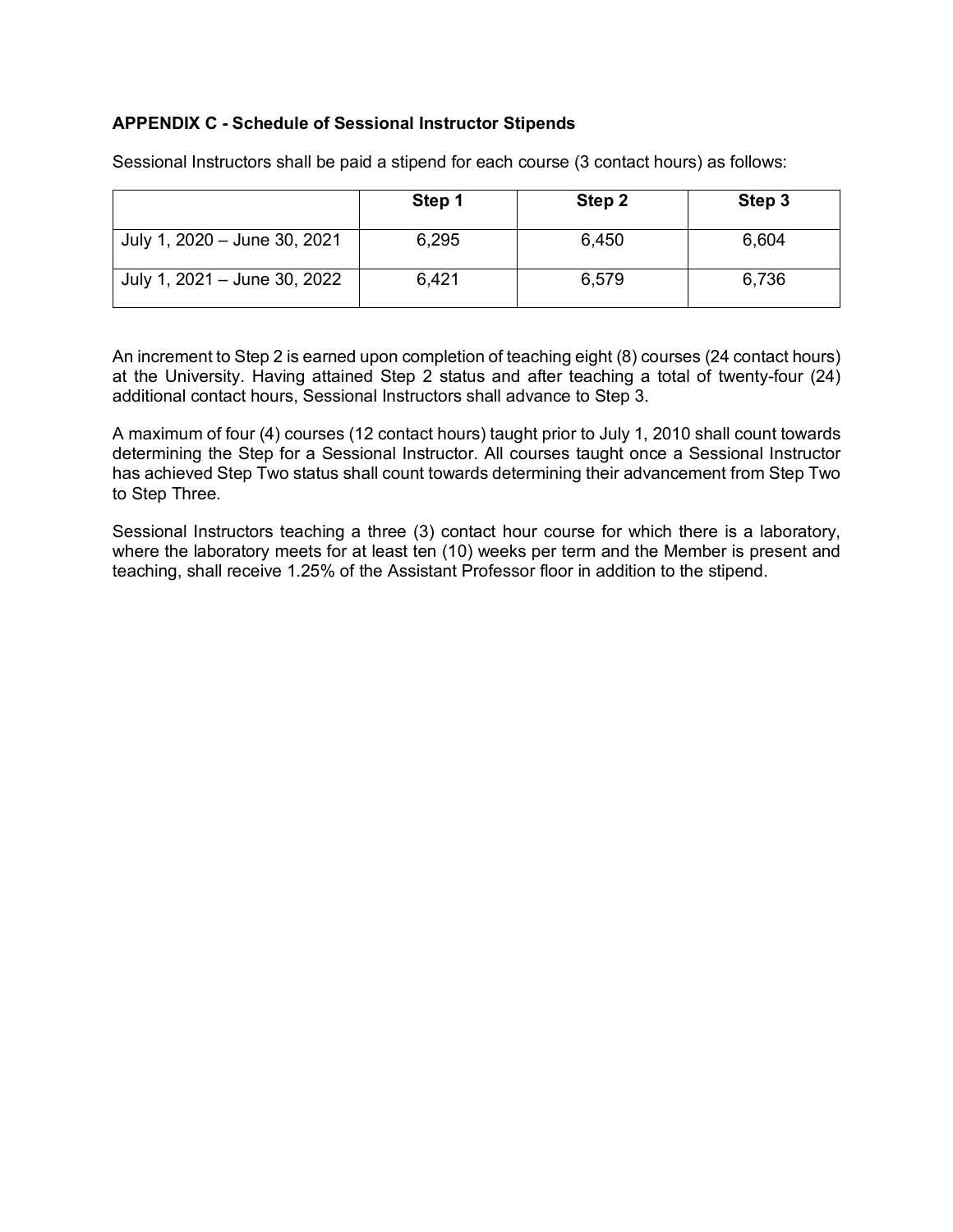**APPENDIX C - Schedule of Sessional Instructor Stipends**

Sessional Instructors shall be paid a stipend for each course (3 contact hours) as follows:

| | Step 1 | Step 2 | Step 3 |
|---|---|---|---|
| July 1, 2020 – June 30, 2021 | 6,295 | 6,450 | 6,604 |
| July 1, 2021 – June 30, 2022 | 6,421 | 6,579 | 6,736 |

An increment to Step 2 is earned upon completion of teaching eight (8) courses (24 contact hours) at the University. Having attained Step 2 status and after teaching a total of twenty-four (24) additional contact hours, Sessional Instructors shall advance to Step 3.

A maximum of four (4) courses (12 contact hours) taught prior to July 1, 2010 shall count towards determining the Step for a Sessional Instructor. All courses taught once a Sessional Instructor has achieved Step Two status shall count towards determining their advancement from Step Two to Step Three.

Sessional Instructors teaching a three (3) contact hour course for which there is a laboratory, where the laboratory meets for at least ten (10) weeks per term and the Member is present and teaching, shall receive 1.25% of the Assistant Professor floor in addition to the stipend.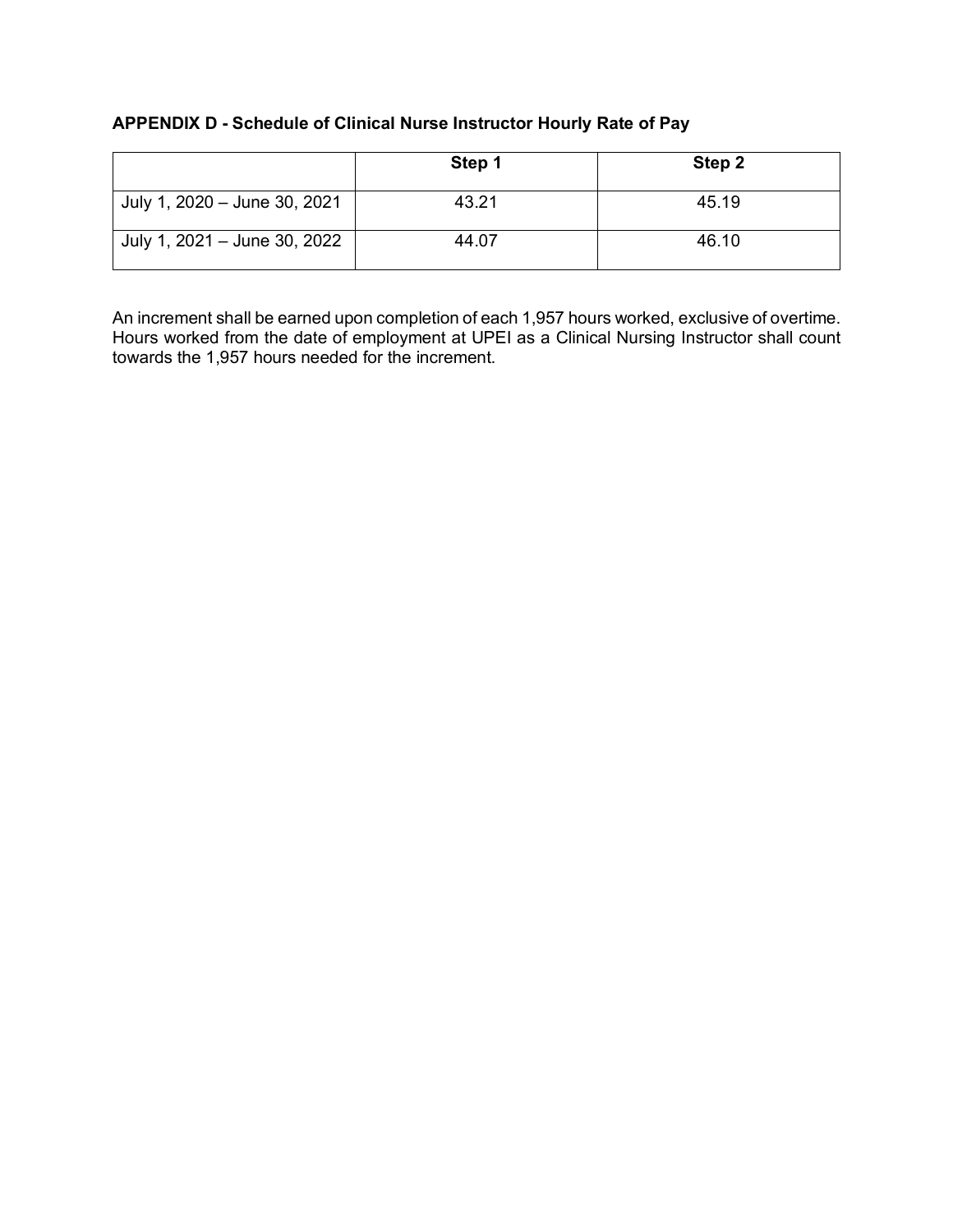**APPENDIX D - Schedule of Clinical Nurse Instructor Hourly Rate of Pay**

| | Step 1 | Step 2 |
|---|---|---|
| July 1, 2020 – June 30, 2021 | 43.21 | 45.19 |
| July 1, 2021 – June 30, 2022 | 44.07 | 46.10 |

An increment shall be earned upon completion of each 1,957 hours worked, exclusive of overtime. Hours worked from the date of employment at UPEI as a Clinical Nursing Instructor shall count towards the 1,957 hours needed for the increment.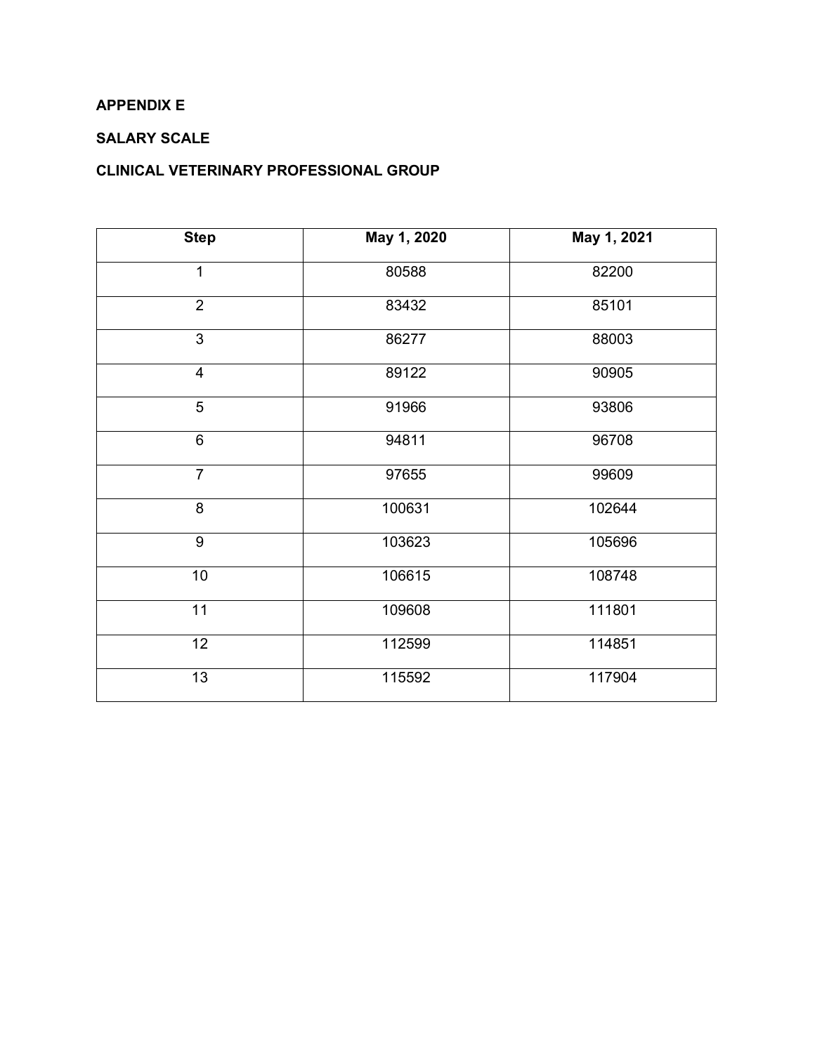**APPENDIX E**

**SALARY SCALE**

**CLINICAL VETERINARY PROFESSIONAL GROUP**

| Step | May 1, 2020 | May 1, 2021 |
|---|---|---|
| 1 | 80588 | 82200 |
| 2 | 83432 | 85101 |
| 3 | 86277 | 88003 |
| 4 | 89122 | 90905 |
| 5 | 91966 | 93806 |
| 6 | 94811 | 96708 |
| 7 | 97655 | 99609 |
| 8 | 100631 | 102644 |
| 9 | 103623 | 105696 |
| 10 | 106615 | 108748 |
| 11 | 109608 | 111801 |
| 12 | 112599 | 114851 |
| 13 | 115592 | 117904 |